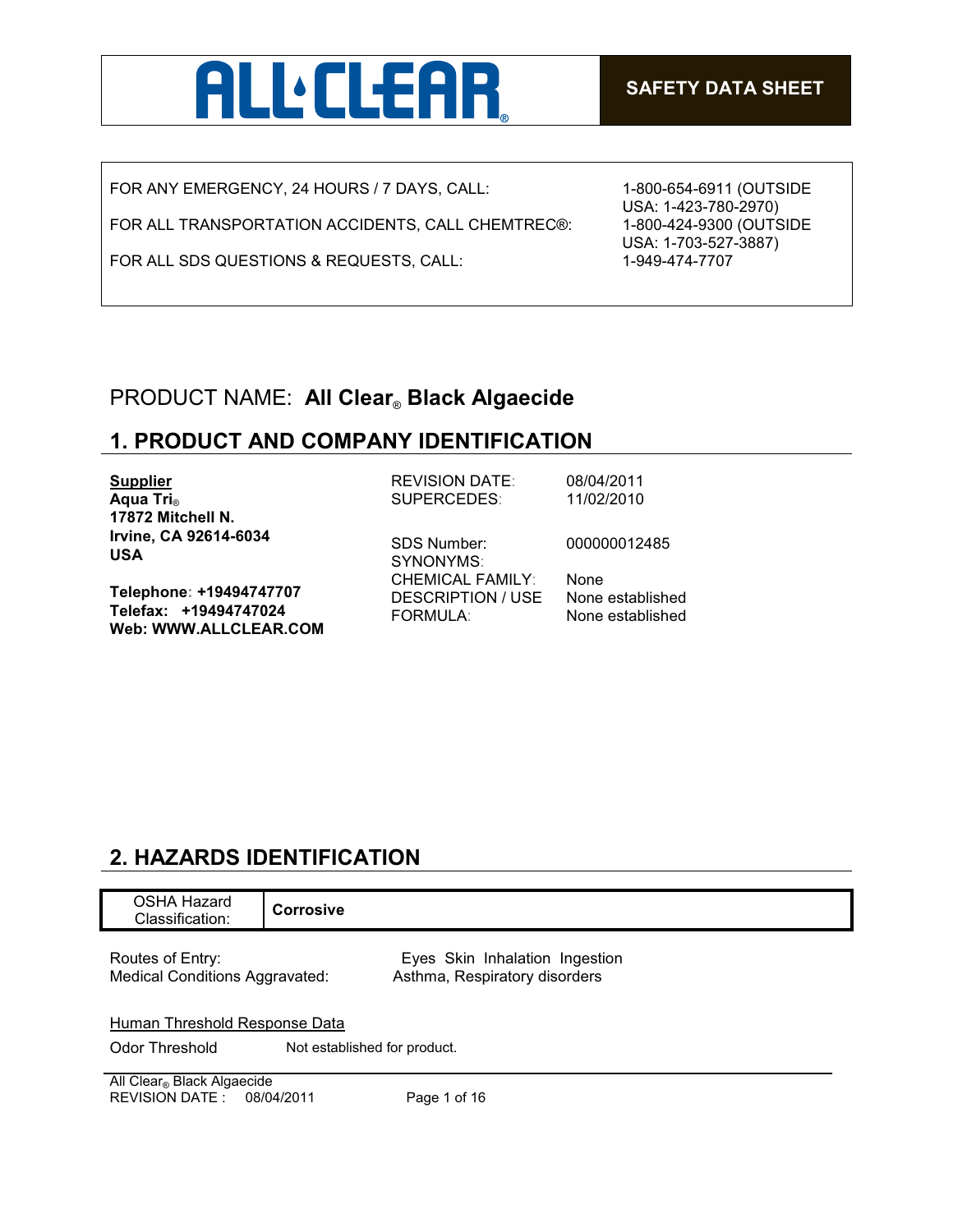ALL CLEAR®

**SAFETY DATA SHEET**

| | |
|---|---|
| FOR ANY EMERGENCY, 24 HOURS / 7 DAYS, CALL: | 1-800-654-6911 (OUTSIDE USA: 1-423-780-2970) |
| FOR ALL TRANSPORTATION ACCIDENTS, CALL CHEMTREC®: | 1-800-424-9300 (OUTSIDE USA: 1-703-527-3887) |
| FOR ALL SDS QUESTIONS & REQUESTS, CALL: | 1-949-474-7707 |

PRODUCT NAME: **All Clear® Black Algaecide**

## 1. PRODUCT AND COMPANY IDENTIFICATION

**Supplier**
**Aqua Tri®**
**17872 Mitchell N.**
**Irvine, CA 92614-6034**
**USA**

**Telephone: +19494747707**
**Telefax: +19494747024**
**Web: WWW.ALLCLEAR.COM**

| | |
|---|---|
| REVISION DATE: | 08/04/2011 |
| SUPERCEDES: | 11/02/2010 |
| SDS Number: | 000000012485 |
| SYNONYMS: | |
| CHEMICAL FAMILY: | None |
| DESCRIPTION / USE | None established |
| FORMULA: | None established |

## 2. HAZARDS IDENTIFICATION

| OSHA Hazard Classification: | **Corrosive** |
|---|---|

Routes of Entry: Eyes Skin Inhalation Ingestion
Medical Conditions Aggravated: Asthma, Respiratory disorders

Human Threshold Response Data

Odor Threshold: Not established for product.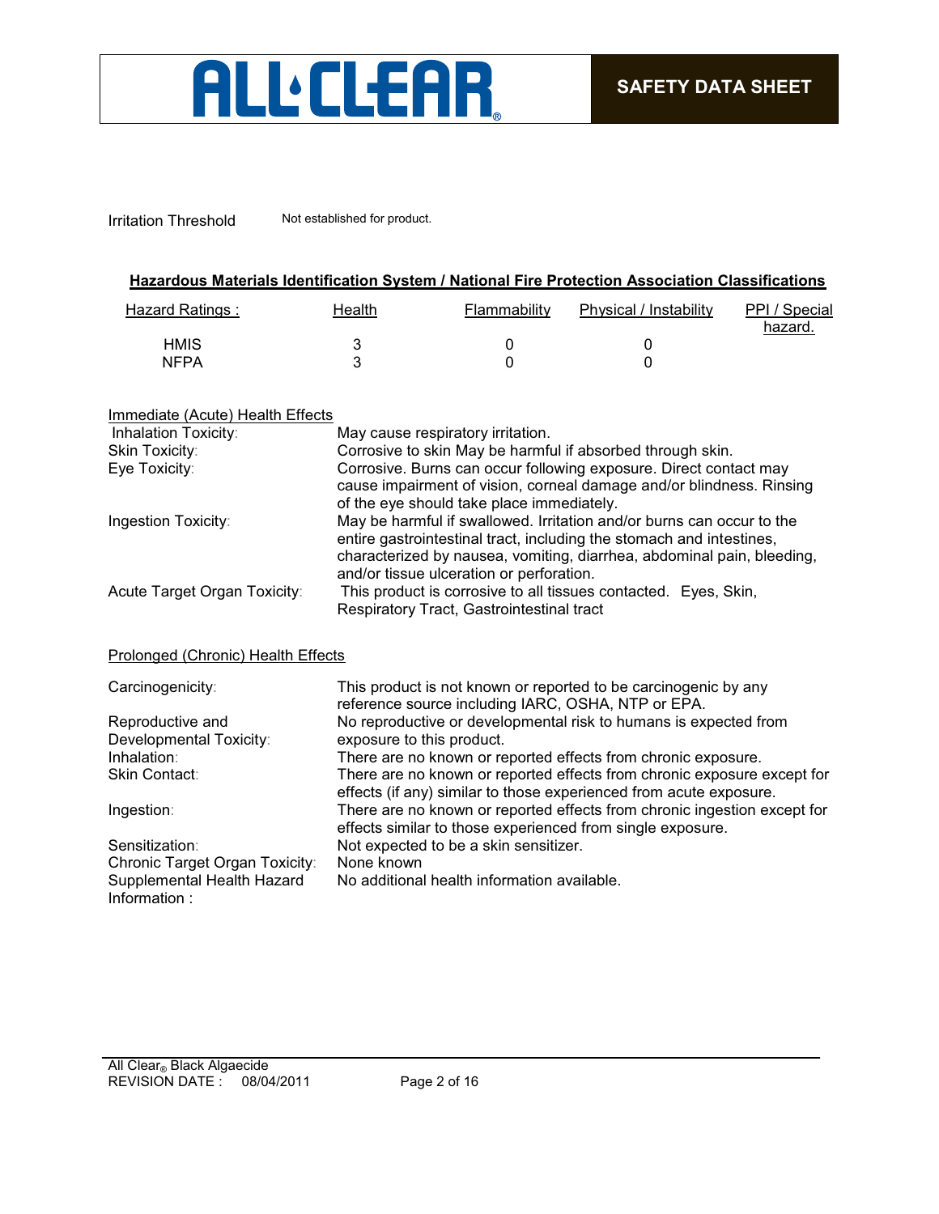Irritation Threshold Not established for product.

## Hazardous Materials Identification System / National Fire Protection Association Classifications

| Hazard Ratings : | Health | Flammability | Physical / Instability | PPI / Special hazard. |
|---|---|---|---|---|
| HMIS | 3 | 0 | 0 | |
| NFPA | 3 | 0 | 0 | |

### Immediate (Acute) Health Effects

| | |
|---|---|
| Inhalation Toxicity: | May cause respiratory irritation. |
| Skin Toxicity: | Corrosive to skin May be harmful if absorbed through skin. |
| Eye Toxicity: | Corrosive. Burns can occur following exposure. Direct contact may cause impairment of vision, corneal damage and/or blindness. Rinsing of the eye should take place immediately. |
| Ingestion Toxicity: | May be harmful if swallowed. Irritation and/or burns can occur to the entire gastrointestinal tract, including the stomach and intestines, characterized by nausea, vomiting, diarrhea, abdominal pain, bleeding, and/or tissue ulceration or perforation. |
| Acute Target Organ Toxicity: | This product is corrosive to all tissues contacted. Eyes, Skin, Respiratory Tract, Gastrointestinal tract |

### Prolonged (Chronic) Health Effects

| | |
|---|---|
| Carcinogenicity: | This product is not known or reported to be carcinogenic by any reference source including IARC, OSHA, NTP or EPA. |
| Reproductive and Developmental Toxicity: | No reproductive or developmental risk to humans is expected from exposure to this product. |
| Inhalation: | There are no known or reported effects from chronic exposure. |
| Skin Contact: | There are no known or reported effects from chronic exposure except for effects (if any) similar to those experienced from acute exposure. |
| Ingestion: | There are no known or reported effects from chronic ingestion except for effects similar to those experienced from single exposure. |
| Sensitization: | Not expected to be a skin sensitizer. |
| Chronic Target Organ Toxicity: | None known |
| Supplemental Health Hazard Information : | No additional health information available. |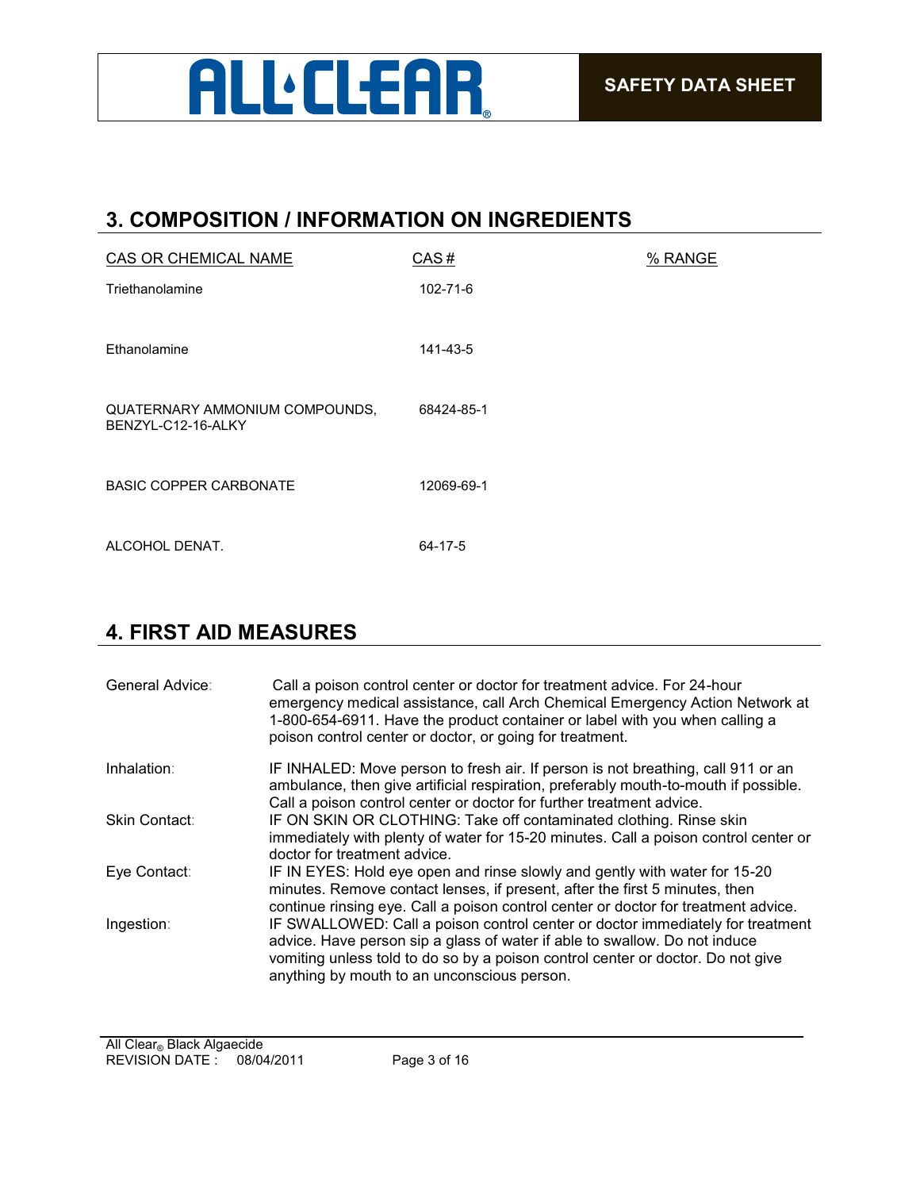## 3. COMPOSITION / INFORMATION ON INGREDIENTS

| CAS OR CHEMICAL NAME | CAS # | % RANGE |
|---|---|---|
| Triethanolamine | 102-71-6 | |
| Ethanolamine | 141-43-5 | |
| QUATERNARY AMMONIUM COMPOUNDS, BENZYL-C12-16-ALKY | 68424-85-1 | |
| BASIC COPPER CARBONATE | 12069-69-1 | |
| ALCOHOL DENAT. | 64-17-5 | |

## 4. FIRST AID MEASURES

| | |
|---|---|
| General Advice: | Call a poison control center or doctor for treatment advice. For 24-hour emergency medical assistance, call Arch Chemical Emergency Action Network at 1-800-654-6911. Have the product container or label with you when calling a poison control center or doctor, or going for treatment. |
| Inhalation: | IF INHALED: Move person to fresh air. If person is not breathing, call 911 or an ambulance, then give artificial respiration, preferably mouth-to-mouth if possible. Call a poison control center or doctor for further treatment advice. |
| Skin Contact: | IF ON SKIN OR CLOTHING: Take off contaminated clothing. Rinse skin immediately with plenty of water for 15-20 minutes. Call a poison control center or doctor for treatment advice. |
| Eye Contact: | IF IN EYES: Hold eye open and rinse slowly and gently with water for 15-20 minutes. Remove contact lenses, if present, after the first 5 minutes, then continue rinsing eye. Call a poison control center or doctor for treatment advice. |
| Ingestion: | IF SWALLOWED: Call a poison control center or doctor immediately for treatment advice. Have person sip a glass of water if able to swallow. Do not induce vomiting unless told to do so by a poison control center or doctor. Do not give anything by mouth to an unconscious person. |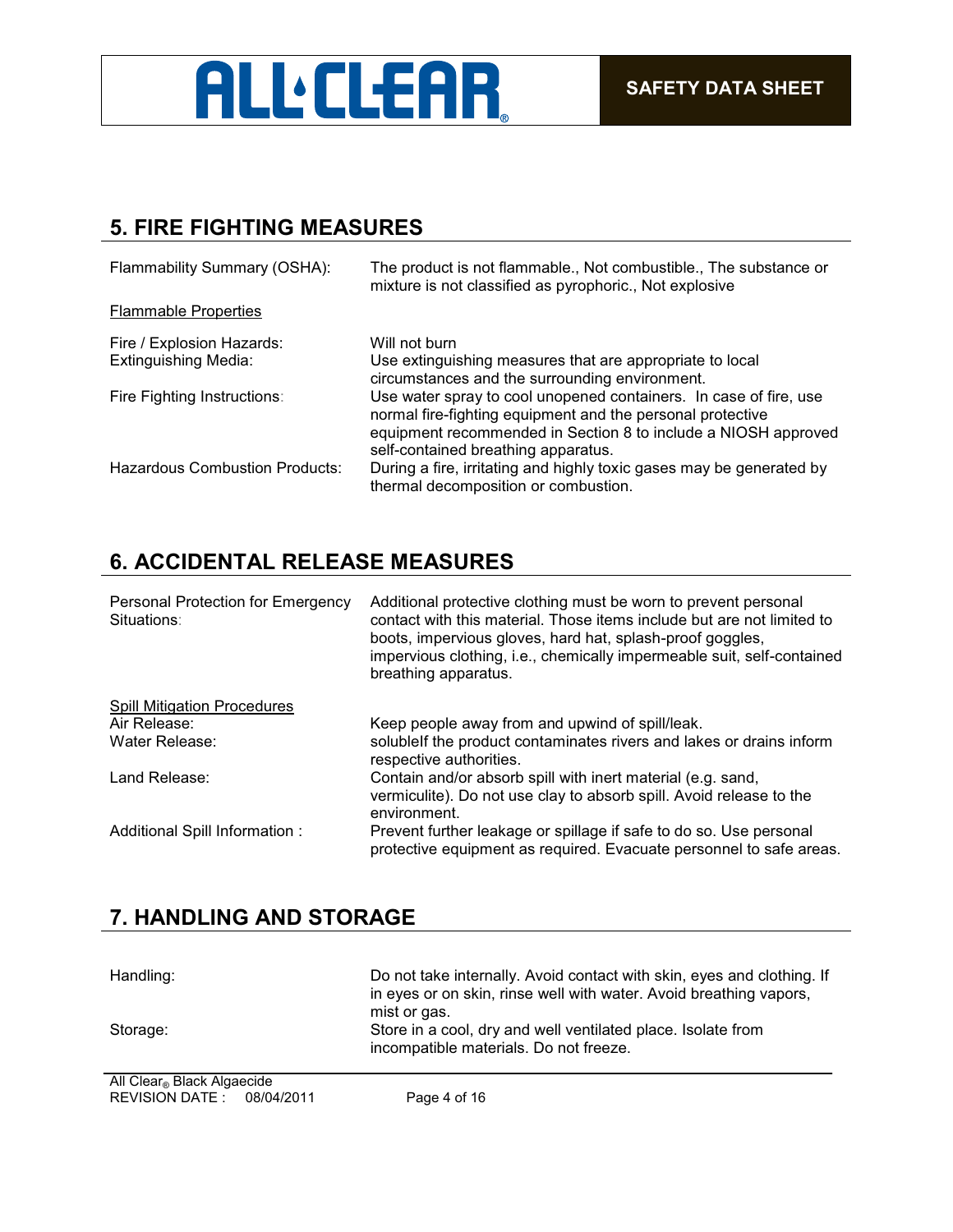## 5. FIRE FIGHTING MEASURES

| | |
|---|---|
| Flammability Summary (OSHA): | The product is not flammable., Not combustible., The substance or mixture is not classified as pyrophoric., Not explosive |

Flammable Properties

| | |
|---|---|
| Fire / Explosion Hazards: | Will not burn |
| Extinguishing Media: | Use extinguishing measures that are appropriate to local circumstances and the surrounding environment. |
| Fire Fighting Instructions: | Use water spray to cool unopened containers. In case of fire, use normal fire-fighting equipment and the personal protective equipment recommended in Section 8 to include a NIOSH approved self-contained breathing apparatus. |
| Hazardous Combustion Products: | During a fire, irritating and highly toxic gases may be generated by thermal decomposition or combustion. |

## 6. ACCIDENTAL RELEASE MEASURES

| | |
|---|---|
| Personal Protection for Emergency Situations: | Additional protective clothing must be worn to prevent personal contact with this material. Those items include but are not limited to boots, impervious gloves, hard hat, splash-proof goggles, impervious clothing, i.e., chemically impermeable suit, self-contained breathing apparatus. |

Spill Mitigation Procedures

| | |
|---|---|
| Air Release: | Keep people away from and upwind of spill/leak. |
| Water Release: | solubleIf the product contaminates rivers and lakes or drains inform respective authorities. |
| Land Release: | Contain and/or absorb spill with inert material (e.g. sand, vermiculite). Do not use clay to absorb spill. Avoid release to the environment. |
| Additional Spill Information : | Prevent further leakage or spillage if safe to do so. Use personal protective equipment as required. Evacuate personnel to safe areas. |

## 7. HANDLING AND STORAGE

| | |
|---|---|
| Handling: | Do not take internally. Avoid contact with skin, eyes and clothing. If in eyes or on skin, rinse well with water. Avoid breathing vapors, mist or gas. |
| Storage: | Store in a cool, dry and well ventilated place. Isolate from incompatible materials. Do not freeze. |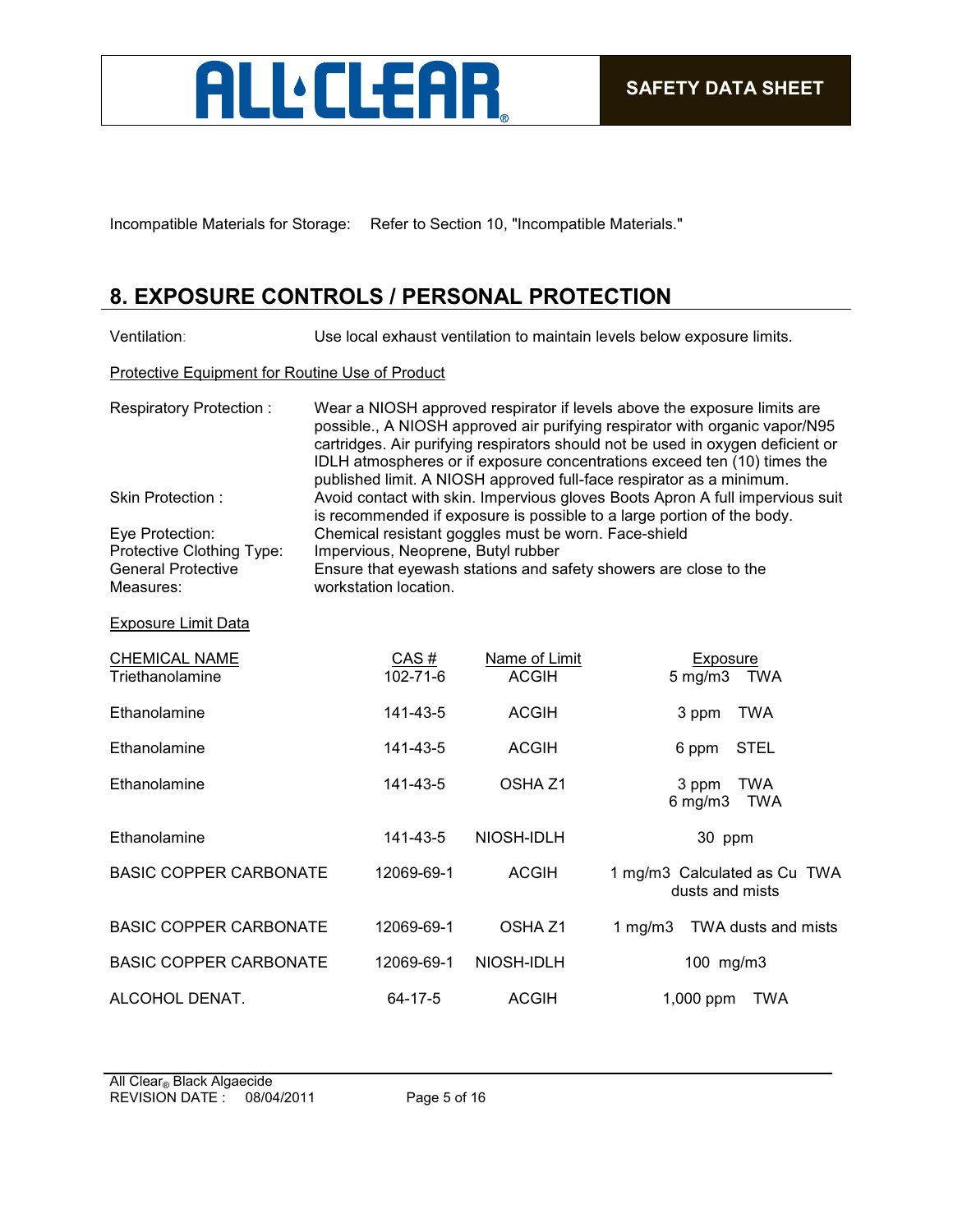Incompatible Materials for Storage: Refer to Section 10, "Incompatible Materials."

## 8. EXPOSURE CONTROLS / PERSONAL PROTECTION

Ventilation: Use local exhaust ventilation to maintain levels below exposure limits.

Protective Equipment for Routine Use of Product

Respiratory Protection : Wear a NIOSH approved respirator if levels above the exposure limits are possible., A NIOSH approved air purifying respirator with organic vapor/N95 cartridges. Air purifying respirators should not be used in oxygen deficient or IDLH atmospheres or if exposure concentrations exceed ten (10) times the published limit. A NIOSH approved full-face respirator as a minimum.

Skin Protection : Avoid contact with skin. Impervious gloves Boots Apron A full impervious suit is recommended if exposure is possible to a large portion of the body.

Eye Protection: Chemical resistant goggles must be worn. Face-shield

Protective Clothing Type: Impervious, Neoprene, Butyl rubber

General Protective Measures: Ensure that eyewash stations and safety showers are close to the workstation location.

Exposure Limit Data

| CHEMICAL NAME | CAS # | Name of Limit | Exposure |
|---|---|---|---|
| Triethanolamine | 102-71-6 | ACGIH | 5 mg/m3 TWA |
| Ethanolamine | 141-43-5 | ACGIH | 3 ppm TWA |
| Ethanolamine | 141-43-5 | ACGIH | 6 ppm STEL |
| Ethanolamine | 141-43-5 | OSHA Z1 | 3 ppm TWA<br>6 mg/m3 TWA |
| Ethanolamine | 141-43-5 | NIOSH-IDLH | 30 ppm |
| BASIC COPPER CARBONATE | 12069-69-1 | ACGIH | 1 mg/m3 Calculated as Cu TWA dusts and mists |
| BASIC COPPER CARBONATE | 12069-69-1 | OSHA Z1 | 1 mg/m3 TWA dusts and mists |
| BASIC COPPER CARBONATE | 12069-69-1 | NIOSH-IDLH | 100 mg/m3 |
| ALCOHOL DENAT. | 64-17-5 | ACGIH | 1,000 ppm TWA |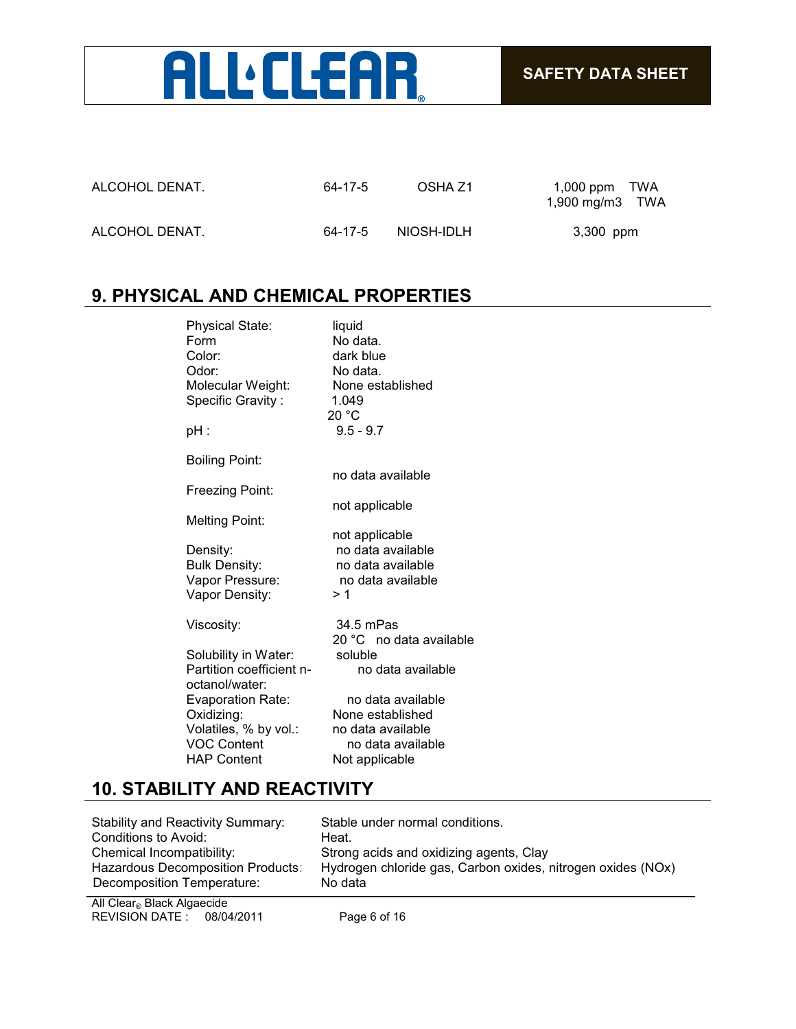| | | | |
|---|---|---|---|
| ALCOHOL DENAT. | 64-17-5 | OSHA Z1 | 1,000 ppm TWA<br>1,900 mg/m3 TWA |
| ALCOHOL DENAT. | 64-17-5 | NIOSH-IDLH | 3,300 ppm |

## 9. PHYSICAL AND CHEMICAL PROPERTIES

| | |
|---|---|
| Physical State: | liquid |
| Form | No data. |
| Color: | dark blue |
| Odor: | No data. |
| Molecular Weight: | None established |
| Specific Gravity : | 1.049<br>20 °C |
| pH : | 9.5 - 9.7 |
| Boiling Point: | no data available |
| Freezing Point: | not applicable |
| Melting Point: | not applicable |
| Density: | no data available |
| Bulk Density: | no data available |
| Vapor Pressure: | no data available |
| Vapor Density: | > 1 |
| Viscosity: | 34.5 mPas<br>20 °C no data available |
| Solubility in Water: | soluble |
| Partition coefficient n-octanol/water: | no data available |
| Evaporation Rate: | no data available |
| Oxidizing: | None established |
| Volatiles, % by vol.: | no data available |
| VOC Content | no data available |
| HAP Content | Not applicable |

## 10. STABILITY AND REACTIVITY

| | |
|---|---|
| Stability and Reactivity Summary: | Stable under normal conditions. |
| Conditions to Avoid: | Heat. |
| Chemical Incompatibility: | Strong acids and oxidizing agents, Clay |
| Hazardous Decomposition Products: | Hydrogen chloride gas, Carbon oxides, nitrogen oxides (NOx) |
| Decomposition Temperature: | No data |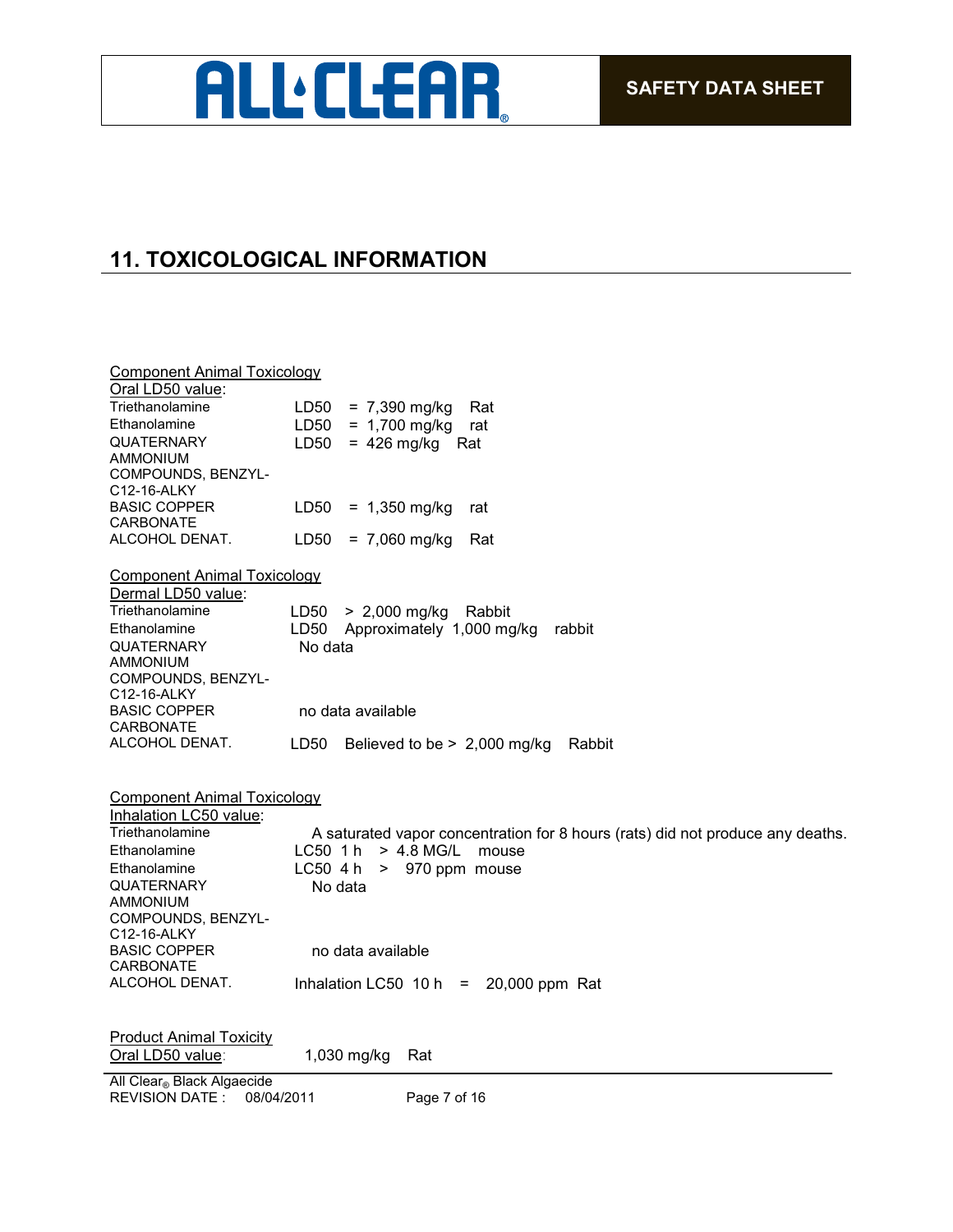## 11. TOXICOLOGICAL INFORMATION

Component Animal Toxicology
Oral LD50 value:

| Component | Value |
|---|---|
| Triethanolamine | LD50 = 7,390 mg/kg Rat |
| Ethanolamine | LD50 = 1,700 mg/kg rat |
| QUATERNARY AMMONIUM COMPOUNDS, BENZYL-C12-16-ALKY | LD50 = 426 mg/kg Rat |
| BASIC COPPER CARBONATE | LD50 = 1,350 mg/kg rat |
| ALCOHOL DENAT. | LD50 = 7,060 mg/kg Rat |

Component Animal Toxicology
Dermal LD50 value:

| Component | Value |
|---|---|
| Triethanolamine | LD50 > 2,000 mg/kg Rabbit |
| Ethanolamine | LD50 Approximately 1,000 mg/kg rabbit |
| QUATERNARY AMMONIUM COMPOUNDS, BENZYL-C12-16-ALKY | No data |
| BASIC COPPER CARBONATE | no data available |
| ALCOHOL DENAT. | LD50 Believed to be > 2,000 mg/kg Rabbit |

Component Animal Toxicology
Inhalation LC50 value:

| Component | Value |
|---|---|
| Triethanolamine | A saturated vapor concentration for 8 hours (rats) did not produce any deaths. |
| Ethanolamine | LC50 1 h > 4.8 MG/L mouse |
| Ethanolamine | LC50 4 h > 970 ppm mouse |
| QUATERNARY AMMONIUM COMPOUNDS, BENZYL-C12-16-ALKY | No data |
| BASIC COPPER CARBONATE | no data available |
| ALCOHOL DENAT. | Inhalation LC50 10 h = 20,000 ppm Rat |

Product Animal Toxicity
Oral LD50 value: 1,030 mg/kg Rat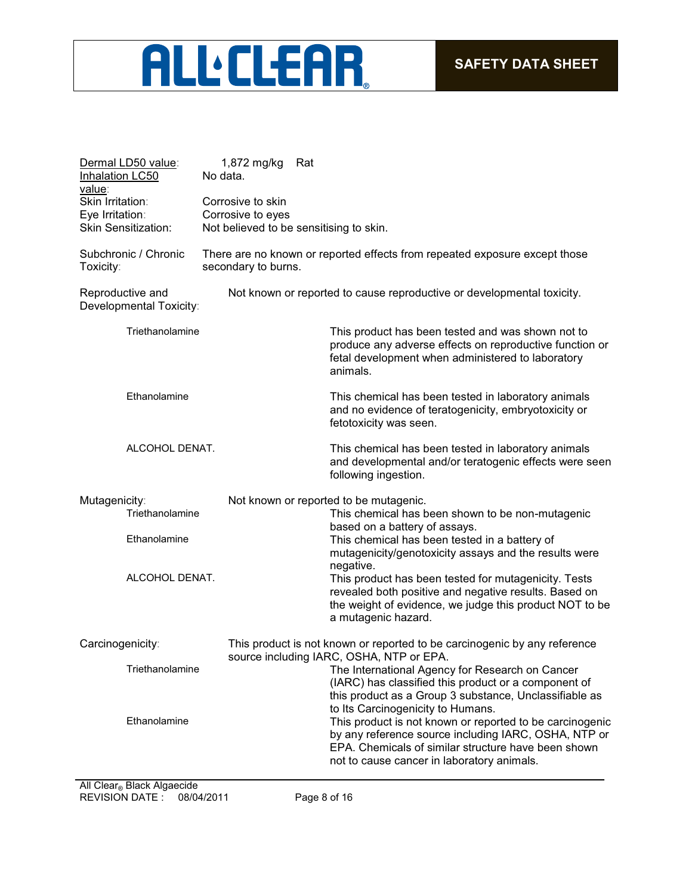Dermal LD50 value: 1,872 mg/kg Rat

Inhalation LC50 value: No data.

Skin Irritation: Corrosive to skin

Eye Irritation: Corrosive to eyes

Skin Sensitization: Not believed to be sensitising to skin.

Subchronic / Chronic Toxicity: There are no known or reported effects from repeated exposure except those secondary to burns.

Reproductive and Developmental Toxicity: Not known or reported to cause reproductive or developmental toxicity.

| | |
|---|---|
| Triethanolamine | This product has been tested and was shown not to produce any adverse effects on reproductive function or fetal development when administered to laboratory animals. |
| Ethanolamine | This chemical has been tested in laboratory animals and no evidence of teratogenicity, embryotoxicity or fetotoxicity was seen. |
| ALCOHOL DENAT. | This chemical has been tested in laboratory animals and developmental and/or teratogenic effects were seen following ingestion. |

Mutagenicity: Not known or reported to be mutagenic.

| | |
|---|---|
| Triethanolamine | This chemical has been shown to be non-mutagenic based on a battery of assays. |
| Ethanolamine | This chemical has been tested in a battery of mutagenicity/genotoxicity assays and the results were negative. |
| ALCOHOL DENAT. | This product has been tested for mutagenicity. Tests revealed both positive and negative results. Based on the weight of evidence, we judge this product NOT to be a mutagenic hazard. |

Carcinogenicity: This product is not known or reported to be carcinogenic by any reference source including IARC, OSHA, NTP or EPA.

| | |
|---|---|
| Triethanolamine | The International Agency for Research on Cancer (IARC) has classified this product or a component of this product as a Group 3 substance, Unclassifiable as to Its Carcinogenicity to Humans. |
| Ethanolamine | This product is not known or reported to be carcinogenic by any reference source including IARC, OSHA, NTP or EPA. Chemicals of similar structure have been shown not to cause cancer in laboratory animals. |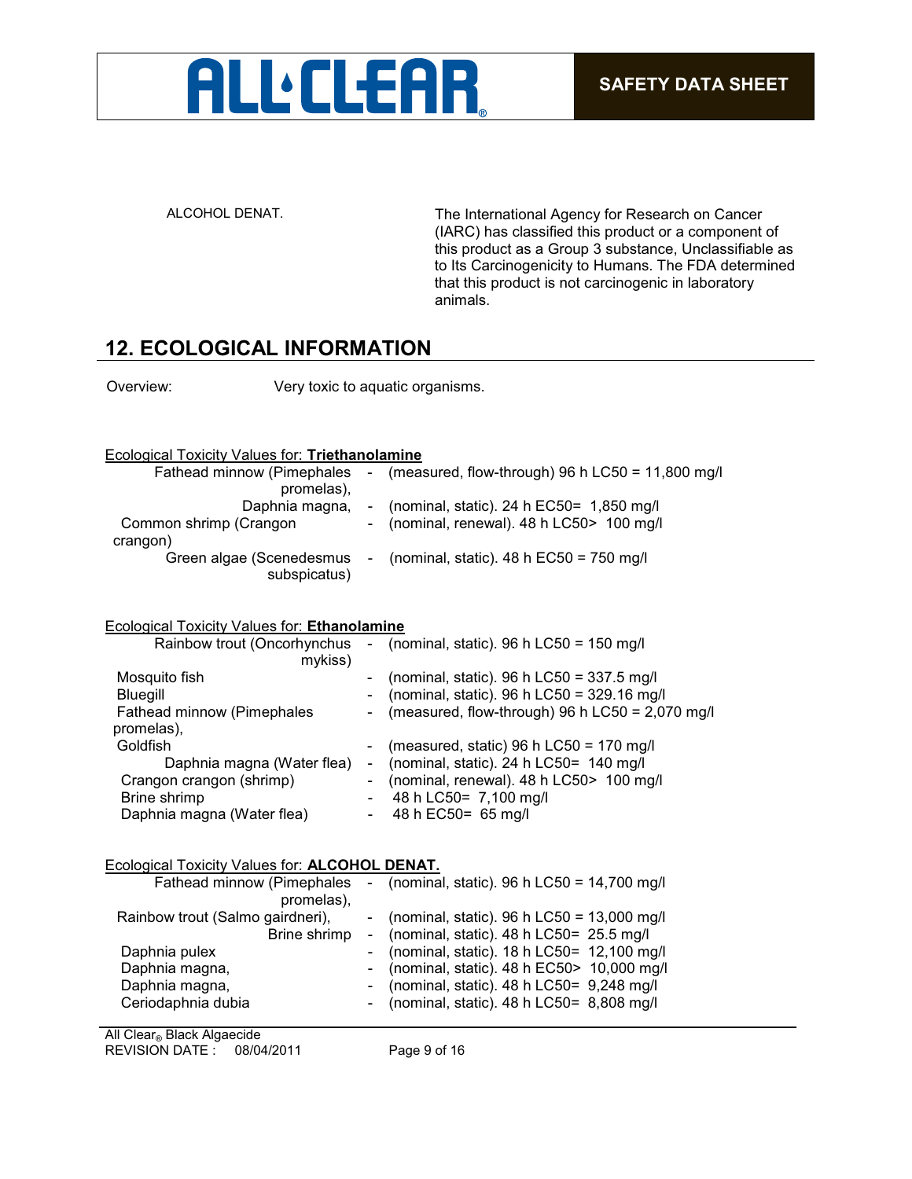| ALCOHOL DENAT. | The International Agency for Research on Cancer (IARC) has classified this product or a component of this product as a Group 3 substance, Unclassifiable as to Its Carcinogenicity to Humans. The FDA determined that this product is not carcinogenic in laboratory animals. |
|---|---|

## 12. ECOLOGICAL INFORMATION

Overview: Very toxic to aquatic organisms.

Ecological Toxicity Values for: **Triethanolamine**

| | | |
|---|---|---|
| Fathead minnow (Pimephales promelas), | - | (measured, flow-through) 96 h LC50 = 11,800 mg/l |
| Daphnia magna, | - | (nominal, static). 24 h EC50= 1,850 mg/l |
| Common shrimp (Crangon crangon) | - | (nominal, renewal). 48 h LC50> 100 mg/l |
| Green algae (Scenedesmus subspicatus) | - | (nominal, static). 48 h EC50 = 750 mg/l |

Ecological Toxicity Values for: **Ethanolamine**

| | | |
|---|---|---|
| Rainbow trout (Oncorhynchus mykiss) | - | (nominal, static). 96 h LC50 = 150 mg/l |
| Mosquito fish | - | (nominal, static). 96 h LC50 = 337.5 mg/l |
| Bluegill | - | (nominal, static). 96 h LC50 = 329.16 mg/l |
| Fathead minnow (Pimephales promelas), | - | (measured, flow-through) 96 h LC50 = 2,070 mg/l |
| Goldfish | - | (measured, static) 96 h LC50 = 170 mg/l |
| Daphnia magna (Water flea) | - | (nominal, static). 24 h LC50= 140 mg/l |
| Crangon crangon (shrimp) | - | (nominal, renewal). 48 h LC50> 100 mg/l |
| Brine shrimp | - | 48 h LC50= 7,100 mg/l |
| Daphnia magna (Water flea) | - | 48 h EC50= 65 mg/l |

Ecological Toxicity Values for: **ALCOHOL DENAT.**

| | | |
|---|---|---|
| Fathead minnow (Pimephales promelas), | - | (nominal, static). 96 h LC50 = 14,700 mg/l |
| Rainbow trout (Salmo gairdneri), | - | (nominal, static). 96 h LC50 = 13,000 mg/l |
| Brine shrimp | - | (nominal, static). 48 h LC50= 25.5 mg/l |
| Daphnia pulex | - | (nominal, static). 18 h LC50= 12,100 mg/l |
| Daphnia magna, | - | (nominal, static). 48 h EC50> 10,000 mg/l |
| Daphnia magna, | - | (nominal, static). 48 h LC50= 9,248 mg/l |
| Ceriodaphnia dubia | - | (nominal, static). 48 h LC50= 8,808 mg/l |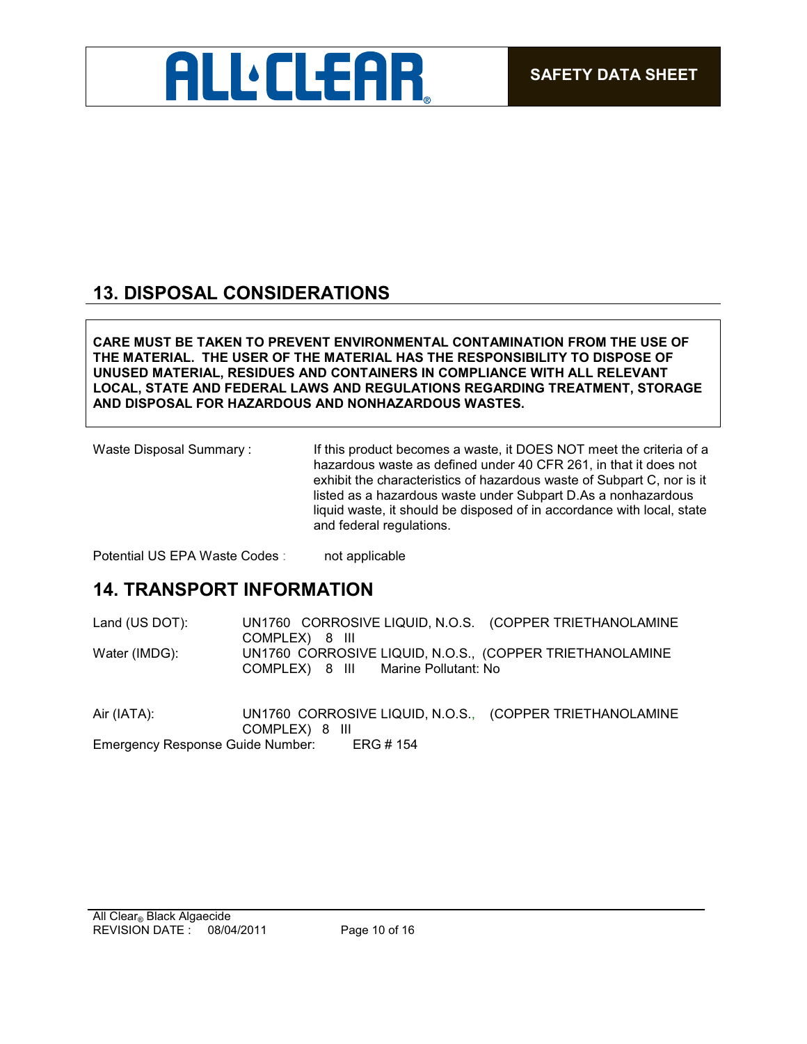## 13. DISPOSAL CONSIDERATIONS

**CARE MUST BE TAKEN TO PREVENT ENVIRONMENTAL CONTAMINATION FROM THE USE OF THE MATERIAL. THE USER OF THE MATERIAL HAS THE RESPONSIBILITY TO DISPOSE OF UNUSED MATERIAL, RESIDUES AND CONTAINERS IN COMPLIANCE WITH ALL RELEVANT LOCAL, STATE AND FEDERAL LAWS AND REGULATIONS REGARDING TREATMENT, STORAGE AND DISPOSAL FOR HAZARDOUS AND NONHAZARDOUS WASTES.**

Waste Disposal Summary : If this product becomes a waste, it DOES NOT meet the criteria of a hazardous waste as defined under 40 CFR 261, in that it does not exhibit the characteristics of hazardous waste of Subpart C, nor is it listed as a hazardous waste under Subpart D.As a nonhazardous liquid waste, it should be disposed of in accordance with local, state and federal regulations.

Potential US EPA Waste Codes : not applicable

## 14. TRANSPORT INFORMATION

Land (US DOT): UN1760 CORROSIVE LIQUID, N.O.S. (COPPER TRIETHANOLAMINE COMPLEX) 8 III

Water (IMDG): UN1760 CORROSIVE LIQUID, N.O.S., (COPPER TRIETHANOLAMINE COMPLEX) 8 III Marine Pollutant: No

Air (IATA): UN1760 CORROSIVE LIQUID, N.O.S., (COPPER TRIETHANOLAMINE COMPLEX) 8 III

Emergency Response Guide Number: ERG # 154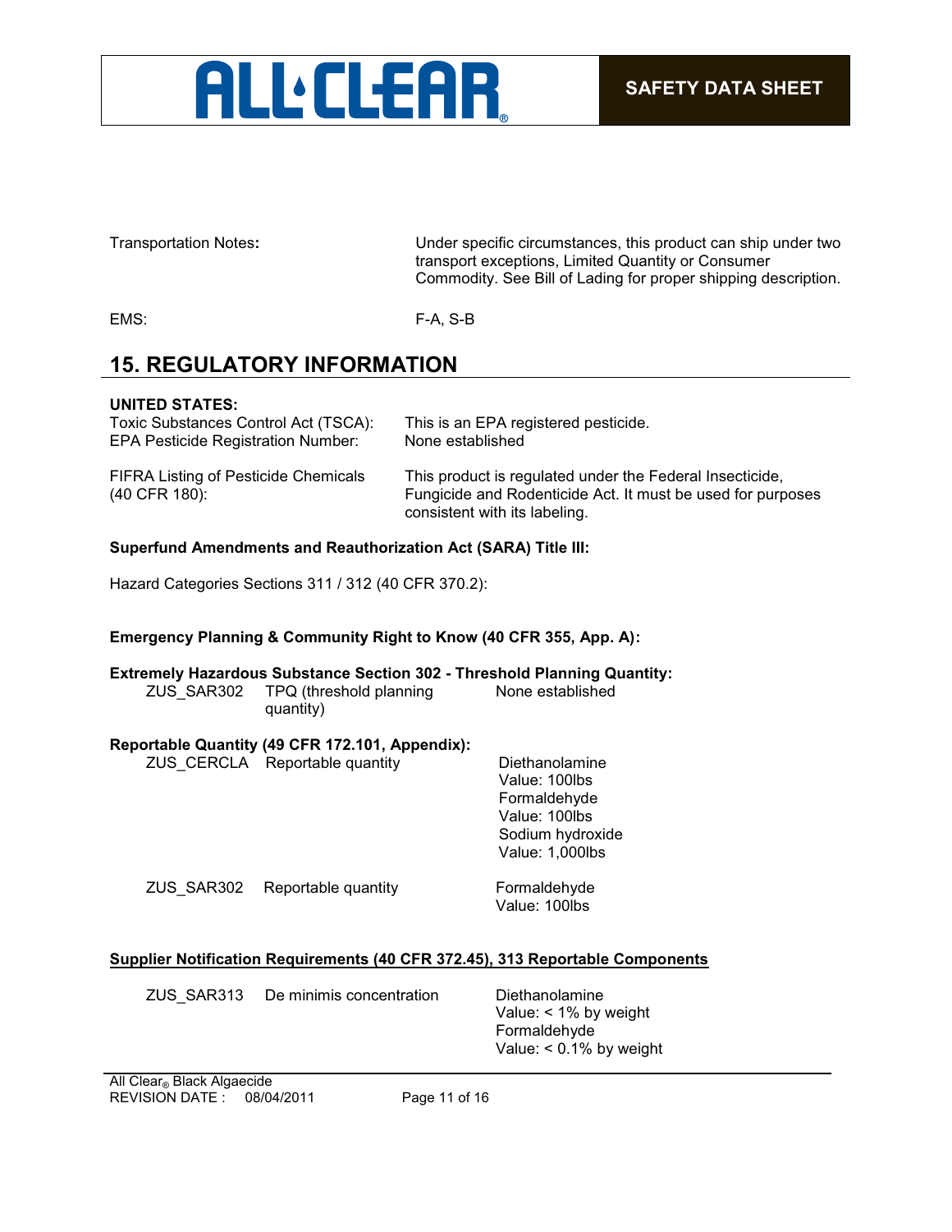| | |
|---|---|
| Transportation Notes: | Under specific circumstances, this product can ship under two transport exceptions, Limited Quantity or Consumer Commodity. See Bill of Lading for proper shipping description. |
| EMS: | F-A, S-B |

## 15. REGULATORY INFORMATION

**UNITED STATES:**

| | |
|---|---|
| Toxic Substances Control Act (TSCA): | This is an EPA registered pesticide. |
| EPA Pesticide Registration Number: | None established |
| FIFRA Listing of Pesticide Chemicals (40 CFR 180): | This product is regulated under the Federal Insecticide, Fungicide and Rodenticide Act. It must be used for purposes consistent with its labeling. |

**Superfund Amendments and Reauthorization Act (SARA) Title III:**

Hazard Categories Sections 311 / 312 (40 CFR 370.2):

**Emergency Planning & Community Right to Know (40 CFR 355, App. A):**

**Extremely Hazardous Substance Section 302 - Threshold Planning Quantity:**

| | | |
|---|---|---|
| ZUS_SAR302 | TPQ (threshold planning quantity) | None established |

**Reportable Quantity (49 CFR 172.101, Appendix):**

| | | |
|---|---|---|
| ZUS_CERCLA | Reportable quantity | Diethanolamine<br>Value: 100lbs<br>Formaldehyde<br>Value: 100lbs<br>Sodium hydroxide<br>Value: 1,000lbs |
| ZUS_SAR302 | Reportable quantity | Formaldehyde<br>Value: 100lbs |

**Supplier Notification Requirements (40 CFR 372.45), 313 Reportable Components**

| | | |
|---|---|---|
| ZUS_SAR313 | De minimis concentration | Diethanolamine<br>Value: < 1% by weight<br>Formaldehyde<br>Value: < 0.1% by weight |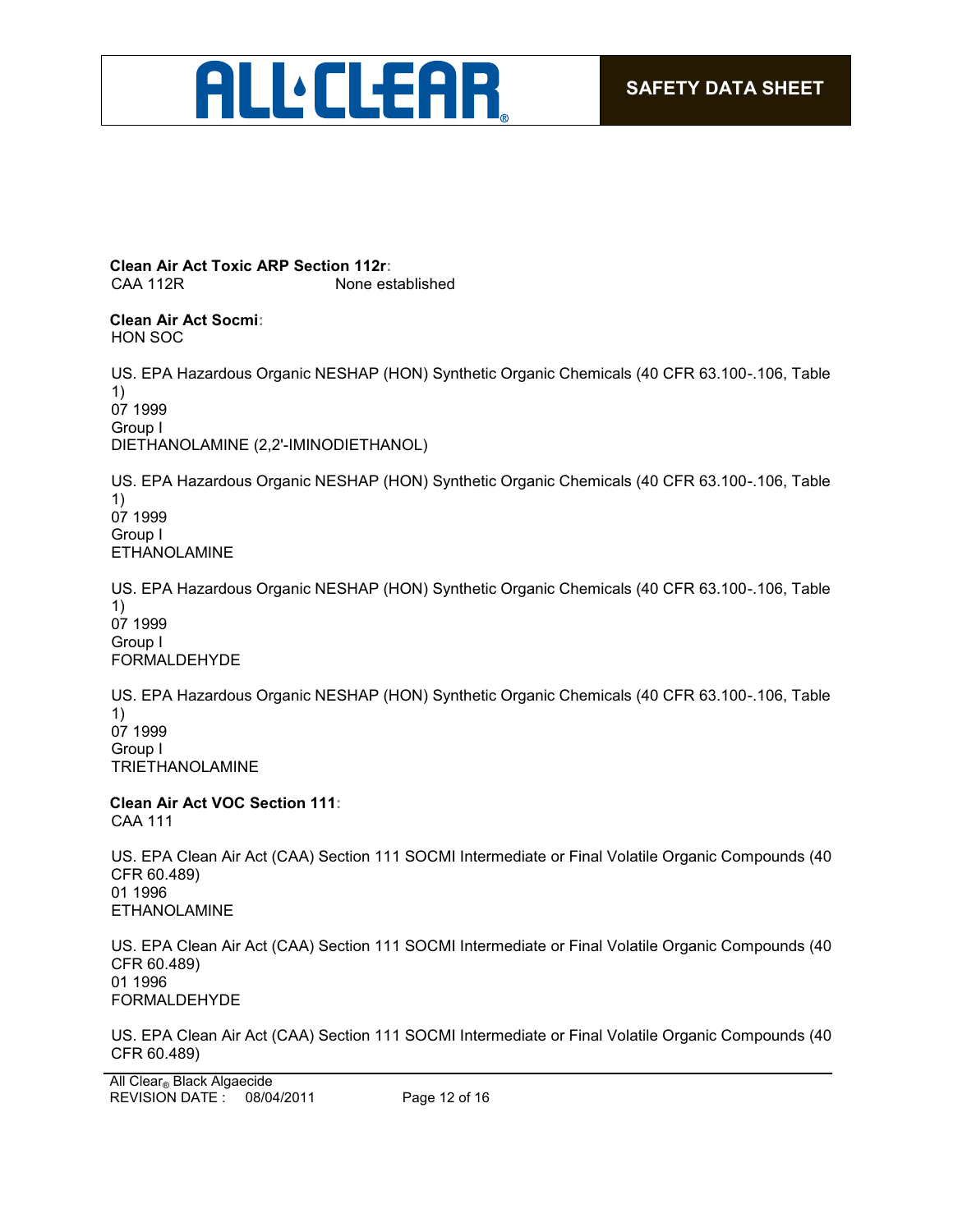**Clean Air Act Toxic ARP Section 112r:**

| | |
|---|---|
| CAA 112R | None established |

**Clean Air Act Socmi:**
HON SOC

US. EPA Hazardous Organic NESHAP (HON) Synthetic Organic Chemicals (40 CFR 63.100-.106, Table 1)
07 1999
Group I
DIETHANOLAMINE (2,2'-IMINODIETHANOL)

US. EPA Hazardous Organic NESHAP (HON) Synthetic Organic Chemicals (40 CFR 63.100-.106, Table 1)
07 1999
Group I
ETHANOLAMINE

US. EPA Hazardous Organic NESHAP (HON) Synthetic Organic Chemicals (40 CFR 63.100-.106, Table 1)
07 1999
Group I
FORMALDEHYDE

US. EPA Hazardous Organic NESHAP (HON) Synthetic Organic Chemicals (40 CFR 63.100-.106, Table 1)
07 1999
Group I
TRIETHANOLAMINE

**Clean Air Act VOC Section 111:**
CAA 111

US. EPA Clean Air Act (CAA) Section 111 SOCMI Intermediate or Final Volatile Organic Compounds (40 CFR 60.489)
01 1996
ETHANOLAMINE

US. EPA Clean Air Act (CAA) Section 111 SOCMI Intermediate or Final Volatile Organic Compounds (40 CFR 60.489)
01 1996
FORMALDEHYDE

US. EPA Clean Air Act (CAA) Section 111 SOCMI Intermediate or Final Volatile Organic Compounds (40 CFR 60.489)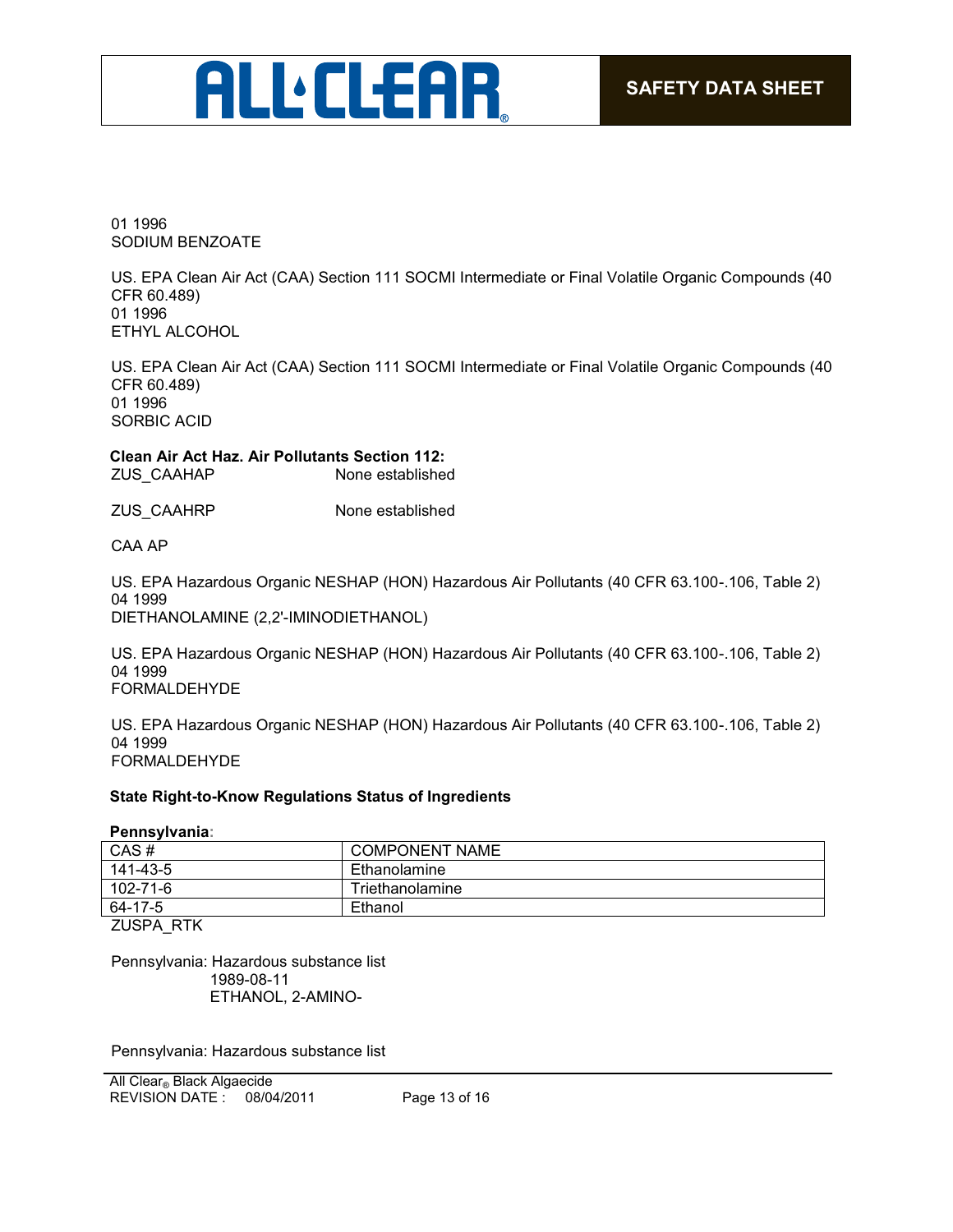01 1996
SODIUM BENZOATE

US. EPA Clean Air Act (CAA) Section 111 SOCMI Intermediate or Final Volatile Organic Compounds (40 CFR 60.489)
01 1996
ETHYL ALCOHOL

US. EPA Clean Air Act (CAA) Section 111 SOCMI Intermediate or Final Volatile Organic Compounds (40 CFR 60.489)
01 1996
SORBIC ACID

**Clean Air Act Haz. Air Pollutants Section 112:**

ZUS_CAAHAP None established

ZUS_CAAHRP None established

CAA AP

US. EPA Hazardous Organic NESHAP (HON) Hazardous Air Pollutants (40 CFR 63.100-.106, Table 2)
04 1999
DIETHANOLAMINE (2,2'-IMINODIETHANOL)

US. EPA Hazardous Organic NESHAP (HON) Hazardous Air Pollutants (40 CFR 63.100-.106, Table 2)
04 1999
FORMALDEHYDE

US. EPA Hazardous Organic NESHAP (HON) Hazardous Air Pollutants (40 CFR 63.100-.106, Table 2)
04 1999
FORMALDEHYDE

**State Right-to-Know Regulations Status of Ingredients**

**Pennsylvania:**

| CAS # | COMPONENT NAME |
|---|---|
| 141-43-5 | Ethanolamine |
| 102-71-6 | Triethanolamine |
| 64-17-5 | Ethanol |

ZUSPA_RTK

Pennsylvania: Hazardous substance list
1989-08-11
ETHANOL, 2-AMINO-

Pennsylvania: Hazardous substance list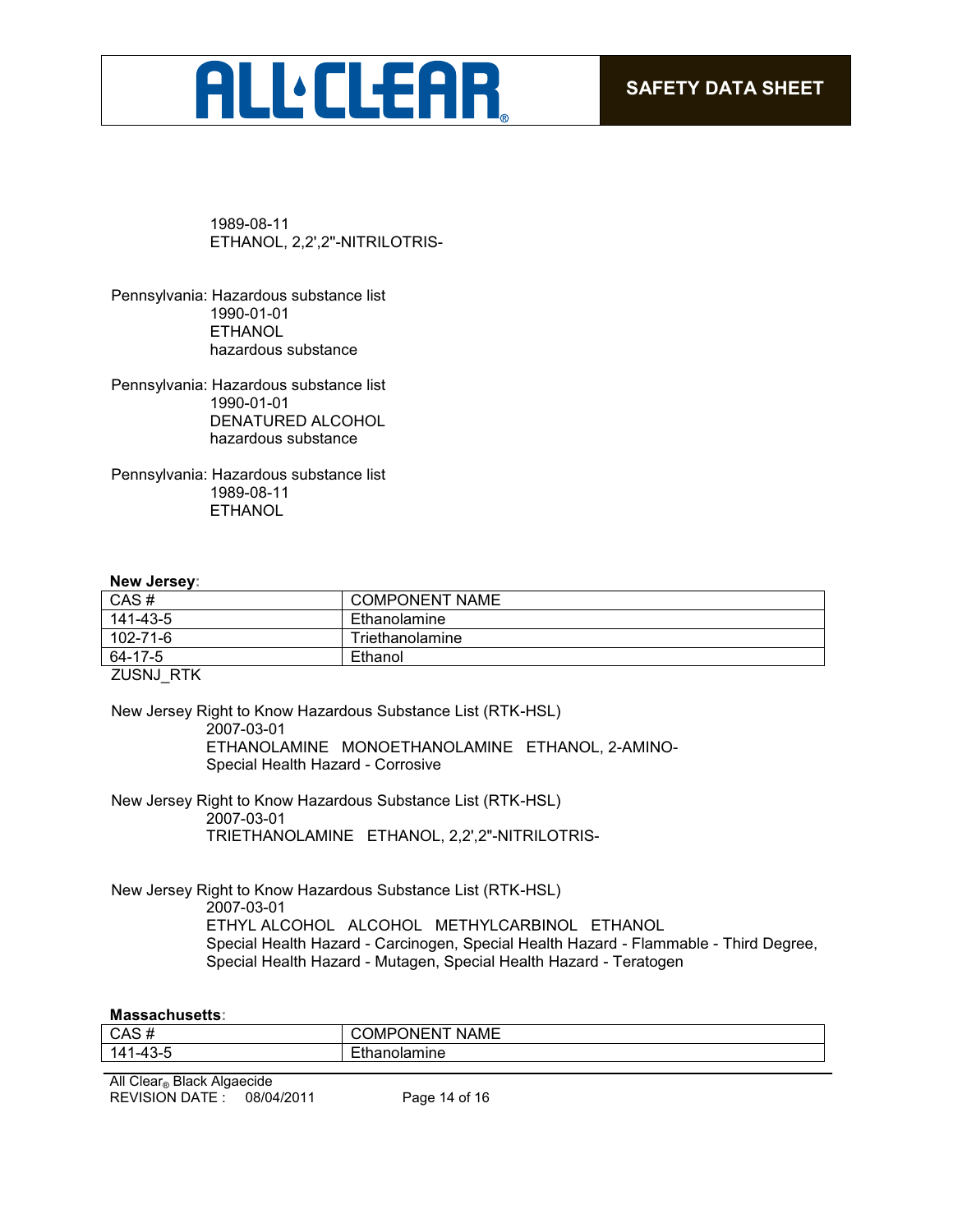1989-08-11
ETHANOL, 2,2',2''-NITRILOTRIS-

Pennsylvania: Hazardous substance list
1990-01-01
ETHANOL
hazardous substance

Pennsylvania: Hazardous substance list
1990-01-01
DENATURED ALCOHOL
hazardous substance

Pennsylvania: Hazardous substance list
1989-08-11
ETHANOL

**New Jersey:**

| CAS # | COMPONENT NAME |
|---|---|
| 141-43-5 | Ethanolamine |
| 102-71-6 | Triethanolamine |
| 64-17-5 | Ethanol |

ZUSNJ_RTK

New Jersey Right to Know Hazardous Substance List (RTK-HSL)
2007-03-01
ETHANOLAMINE MONOETHANOLAMINE ETHANOL, 2-AMINO-
Special Health Hazard - Corrosive

New Jersey Right to Know Hazardous Substance List (RTK-HSL)
2007-03-01
TRIETHANOLAMINE ETHANOL, 2,2',2''-NITRILOTRIS-

New Jersey Right to Know Hazardous Substance List (RTK-HSL)
2007-03-01
ETHYL ALCOHOL ALCOHOL METHYLCARBINOL ETHANOL
Special Health Hazard - Carcinogen, Special Health Hazard - Flammable - Third Degree, Special Health Hazard - Mutagen, Special Health Hazard - Teratogen

**Massachusetts:**

| CAS # | COMPONENT NAME |
|---|---|
| 141-43-5 | Ethanolamine |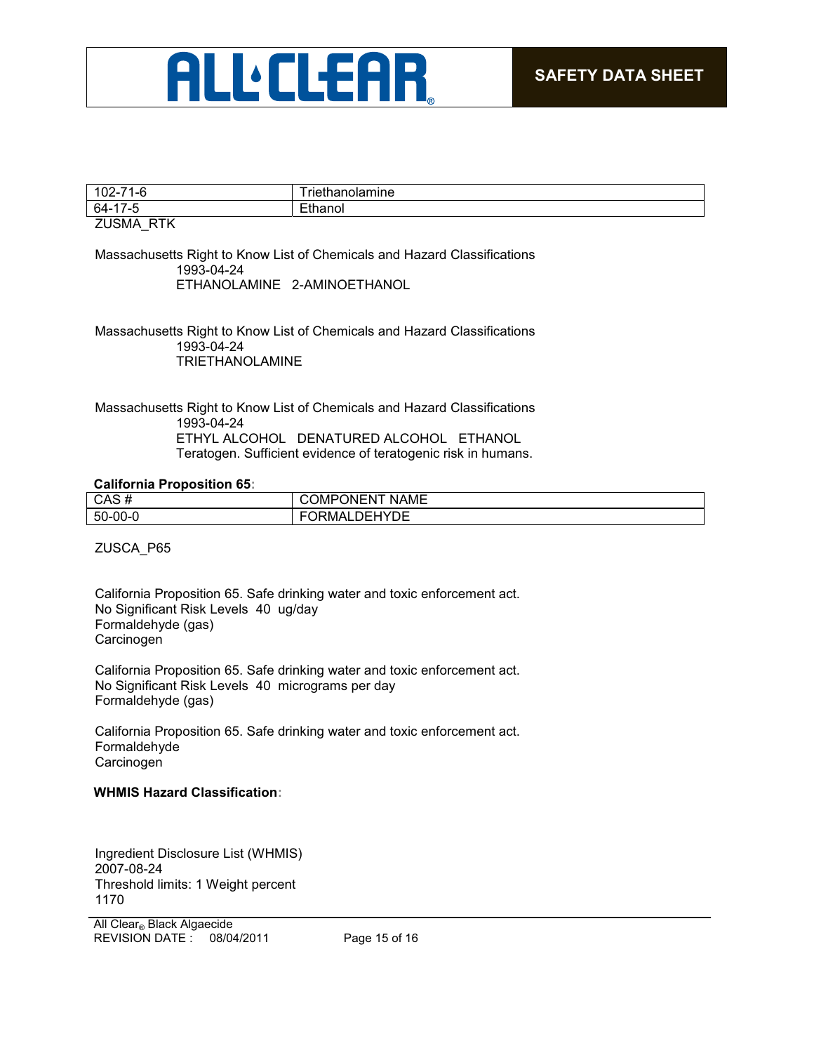| 102-71-6 | Triethanolamine |
|---|---|
| 64-17-5 | Ethanol |

ZUSMA_RTK

Massachusetts Right to Know List of Chemicals and Hazard Classifications
1993-04-24
ETHANOLAMINE 2-AMINOETHANOL

Massachusetts Right to Know List of Chemicals and Hazard Classifications
1993-04-24
TRIETHANOLAMINE

Massachusetts Right to Know List of Chemicals and Hazard Classifications
1993-04-24
ETHYL ALCOHOL DENATURED ALCOHOL ETHANOL
Teratogen. Sufficient evidence of teratogenic risk in humans.

**California Proposition 65:**

| CAS # | COMPONENT NAME |
|---|---|
| 50-00-0 | FORMALDEHYDE |

ZUSCA_P65

California Proposition 65. Safe drinking water and toxic enforcement act.
No Significant Risk Levels 40 ug/day
Formaldehyde (gas)
Carcinogen

California Proposition 65. Safe drinking water and toxic enforcement act.
No Significant Risk Levels 40 micrograms per day
Formaldehyde (gas)

California Proposition 65. Safe drinking water and toxic enforcement act.
Formaldehyde
Carcinogen

**WHMIS Hazard Classification:**

Ingredient Disclosure List (WHMIS)
2007-08-24
Threshold limits: 1 Weight percent
1170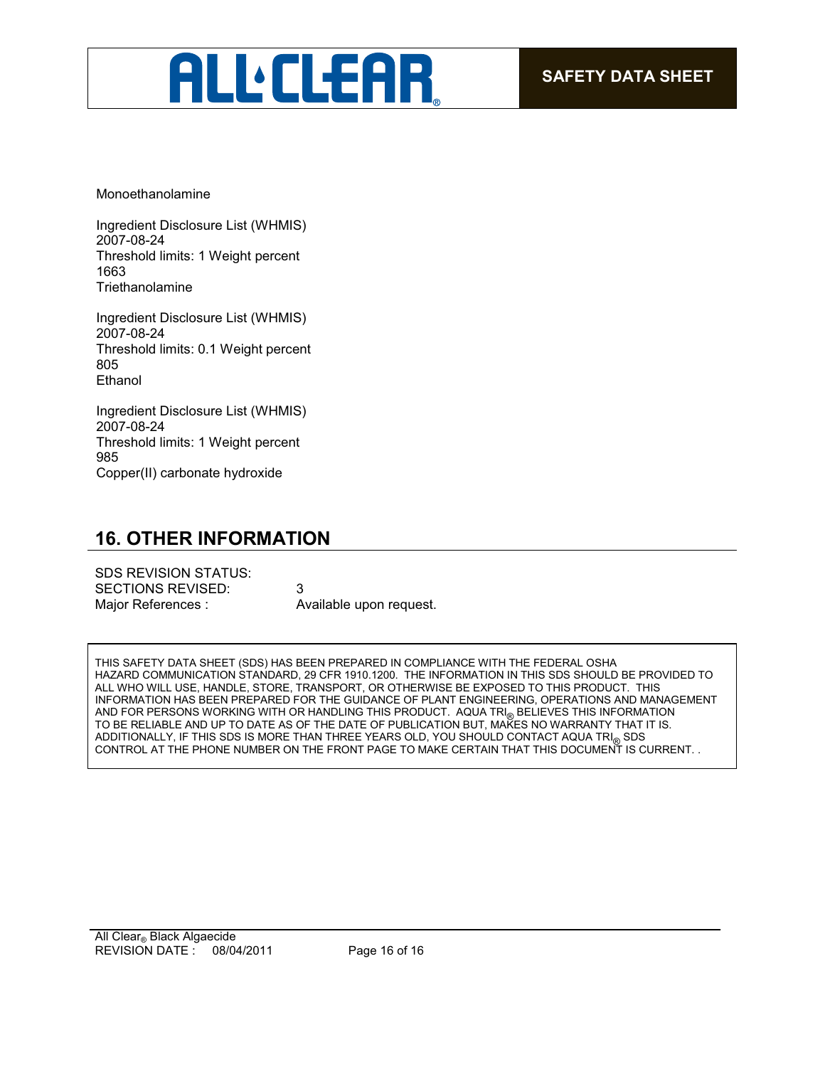Monoethanolamine

Ingredient Disclosure List (WHMIS)
2007-08-24
Threshold limits: 1 Weight percent
1663
Triethanolamine

Ingredient Disclosure List (WHMIS)
2007-08-24
Threshold limits: 0.1 Weight percent
805
Ethanol

Ingredient Disclosure List (WHMIS)
2007-08-24
Threshold limits: 1 Weight percent
985
Copper(II) carbonate hydroxide

## 16. OTHER INFORMATION

SDS REVISION STATUS:

| | |
|---|---|
| SECTIONS REVISED: | 3 |
| Major References : | Available upon request. |

THIS SAFETY DATA SHEET (SDS) HAS BEEN PREPARED IN COMPLIANCE WITH THE FEDERAL OSHA HAZARD COMMUNICATION STANDARD, 29 CFR 1910.1200. THE INFORMATION IN THIS SDS SHOULD BE PROVIDED TO ALL WHO WILL USE, HANDLE, STORE, TRANSPORT, OR OTHERWISE BE EXPOSED TO THIS PRODUCT. THIS INFORMATION HAS BEEN PREPARED FOR THE GUIDANCE OF PLANT ENGINEERING, OPERATIONS AND MANAGEMENT AND FOR PERSONS WORKING WITH OR HANDLING THIS PRODUCT. AQUA TRI® BELIEVES THIS INFORMATION TO BE RELIABLE AND UP TO DATE AS OF THE DATE OF PUBLICATION BUT, MAKES NO WARRANTY THAT IT IS. ADDITIONALLY, IF THIS SDS IS MORE THAN THREE YEARS OLD, YOU SHOULD CONTACT AQUA TRI® SDS CONTROL AT THE PHONE NUMBER ON THE FRONT PAGE TO MAKE CERTAIN THAT THIS DOCUMENT IS CURRENT. .